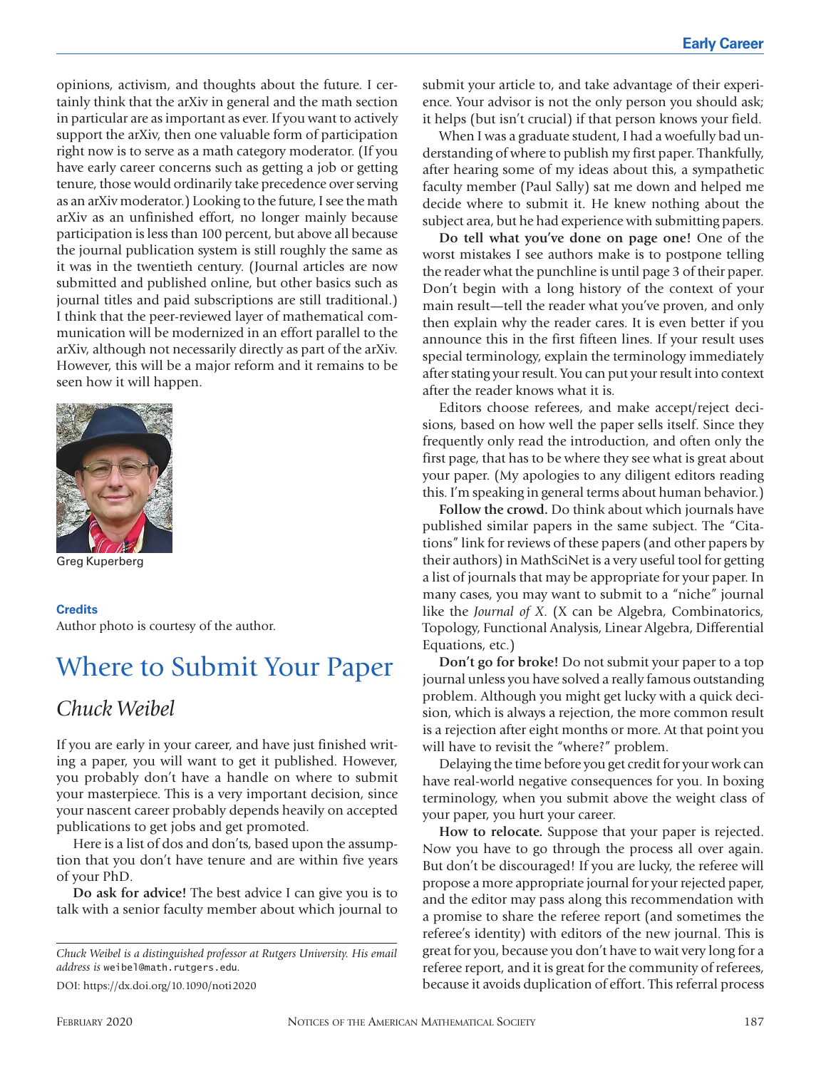opinions, activism, and thoughts about the future. I certainly think that the arXiv in general and the math section in particular are as important as ever. If you want to actively support the arXiv, then one valuable form of participation right now is to serve as a math category moderator. (If you have early career concerns such as getting a job or getting tenure, those would ordinarily take precedence over serving as an arXiv moderator.) Looking to the future, I see the math arXiv as an unfinished effort, no longer mainly because participation is less than 100 percent, but above all because the journal publication system is still roughly the same as it was in the twentieth century. (Journal articles are now submitted and published online, but other basics such as journal titles and paid subscriptions are still traditional.) I think that the peer-reviewed layer of mathematical communication will be modernized in an effort parallel to the arXiv, although not necessarily directly as part of the arXiv. However, this will be a major reform and it remains to be seen how it will happen.

Greg Kuperberg

**Credits**

Author photo is courtesy of the author.

# Where to Submit Your Paper

## *Chuck Weibel*

If you are early in your career, and have just finished writing a paper, you will want to get it published. However, you probably don't have a handle on where to submit your masterpiece. This is a very important decision, since your nascent career probably depends heavily on accepted publications to get jobs and get promoted.

Here is a list of dos and don'ts, based upon the assumption that you don't have tenure and are within five years of your PhD.

**Do ask for advice!** The best advice I can give you is to talk with a senior faculty member about which journal to submit your article to, and take advantage of their experience. Your advisor is not the only person you should ask; it helps (but isn't crucial) if that person knows your field.

When I was a graduate student, I had a woefully bad understanding of where to publish my first paper. Thankfully, after hearing some of my ideas about this, a sympathetic faculty member (Paul Sally) sat me down and helped me decide where to submit it. He knew nothing about the subject area, but he had experience with submitting papers.

**Do tell what you've done on page one!** One of the worst mistakes I see authors make is to postpone telling the reader what the punchline is until page 3 of their paper. Don't begin with a long history of the context of your main result—tell the reader what you've proven, and only then explain why the reader cares. It is even better if you announce this in the first fifteen lines. If your result uses special terminology, explain the terminology immediately after stating your result. You can put your result into context after the reader knows what it is.

Editors choose referees, and make accept/reject decisions, based on how well the paper sells itself. Since they frequently only read the introduction, and often only the first page, that has to be where they see what is great about your paper. (My apologies to any diligent editors reading this. I'm speaking in general terms about human behavior.)

**Follow the crowd.** Do think about which journals have published similar papers in the same subject. The "Citations" link for reviews of these papers (and other papers by their authors) in MathSciNet is a very useful tool for getting a list of journals that may be appropriate for your paper. In many cases, you may want to submit to a "niche" journal like the *Journal of X*. (X can be Algebra, Combinatorics, Topology, Functional Analysis, Linear Algebra, Differential Equations, etc.)

**Don't go for broke!** Do not submit your paper to a top journal unless you have solved a really famous outstanding problem. Although you might get lucky with a quick decision, which is always a rejection, the more common result is a rejection after eight months or more. At that point you will have to revisit the "where?" problem.

Delaying the time before you get credit for your work can have real-world negative consequences for you. In boxing terminology, when you submit above the weight class of your paper, you hurt your career.

**How to relocate.** Suppose that your paper is rejected. Now you have to go through the process all over again. But don't be discouraged! If you are lucky, the referee will propose a more appropriate journal for your rejected paper, and the editor may pass along this recommendation with a promise to share the referee report (and sometimes the referee's identity) with editors of the new journal. This is great for you, because you don't have to wait very long for a referee report, and it is great for the community of referees, because it avoids duplication of effort. This referral process

---

*Chuck Weibel is a distinguished professor at Rutgers University. His email address is* weibel@math.rutgers.edu.

DOI: https://dx.doi.org/10.1090/noti2020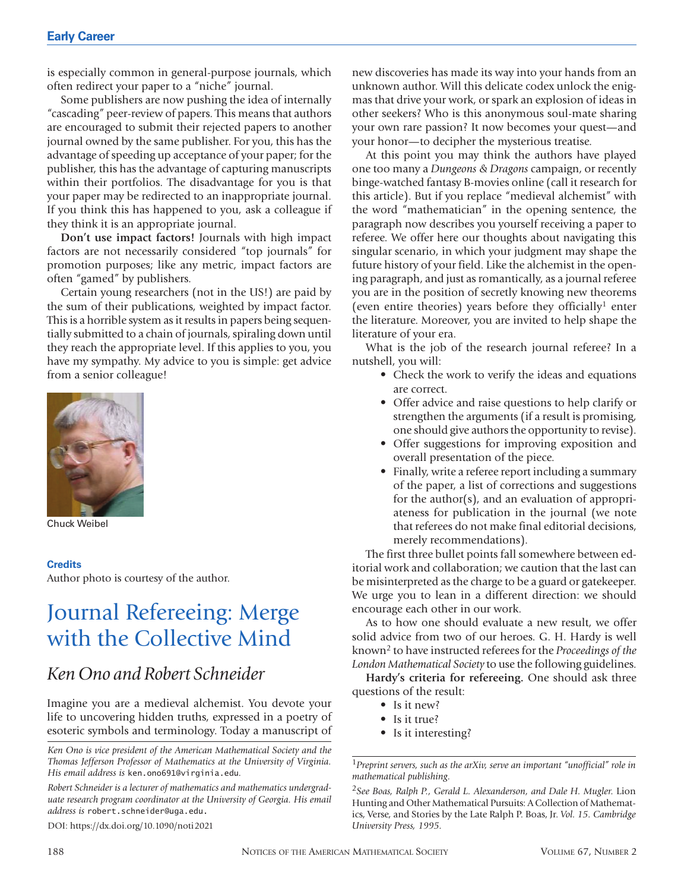is especially common in general-purpose journals, which often redirect your paper to a "niche" journal.

Some publishers are now pushing the idea of internally "cascading" peer-review of papers. This means that authors are encouraged to submit their rejected papers to another journal owned by the same publisher. For you, this has the advantage of speeding up acceptance of your paper; for the publisher, this has the advantage of capturing manuscripts within their portfolios. The disadvantage for you is that your paper may be redirected to an inappropriate journal. If you think this has happened to you, ask a colleague if they think it is an appropriate journal.

**Don't use impact factors!** Journals with high impact factors are not necessarily considered "top journals" for promotion purposes; like any metric, impact factors are often "gamed" by publishers.

Certain young researchers (not in the US!) are paid by the sum of their publications, weighted by impact factor. This is a horrible system as it results in papers being sequentially submitted to a chain of journals, spiraling down until they reach the appropriate level. If this applies to you, you have my sympathy. My advice to you is simple: get advice from a senior colleague!

Chuck Weibel

**Credits**

Author photo is courtesy of the author.

# Journal Refereeing: Merge with the Collective Mind

## *Ken Ono and Robert Schneider*

Imagine you are a medieval alchemist. You devote your life to uncovering hidden truths, expressed in a poetry of esoteric symbols and terminology. Today a manuscript of new discoveries has made its way into your hands from an unknown author. Will this delicate codex unlock the enigmas that drive your work, or spark an explosion of ideas in other seekers? Who is this anonymous soul-mate sharing your own rare passion? It now becomes your quest—and your honor—to decipher the mysterious treatise.

At this point you may think the authors have played one too many a *Dungeons & Dragons* campaign, or recently binge-watched fantasy B-movies online (call it research for this article). But if you replace "medieval alchemist" with the word "mathematician" in the opening sentence, the paragraph now describes you yourself receiving a paper to referee. We offer here our thoughts about navigating this singular scenario, in which your judgment may shape the future history of your field. Like the alchemist in the opening paragraph, and just as romantically, as a journal referee you are in the position of secretly knowing new theorems (even entire theories) years before they officially[1] enter the literature. Moreover, you are invited to help shape the literature of your era.

What is the job of the research journal referee? In a nutshell, you will:

- Check the work to verify the ideas and equations are correct.
- Offer advice and raise questions to help clarify or strengthen the arguments (if a result is promising, one should give authors the opportunity to revise).
- Offer suggestions for improving exposition and overall presentation of the piece.
- Finally, write a referee report including a summary of the paper, a list of corrections and suggestions for the author(s), and an evaluation of appropriateness for publication in the journal (we note that referees do not make final editorial decisions, merely recommendations).

The first three bullet points fall somewhere between editorial work and collaboration; we caution that the last can be misinterpreted as the charge to be a guard or gatekeeper. We urge you to lean in a different direction: we should encourage each other in our work.

As to how one should evaluate a new result, we offer solid advice from two of our heroes. G. H. Hardy is well known[2] to have instructed referees for the *Proceedings of the London Mathematical Society* to use the following guidelines.

**Hardy's criteria for refereeing.** One should ask three questions of the result:

- Is it new?
- Is it true?
- Is it interesting?

*Ken Ono is vice president of the American Mathematical Society and the Thomas Jefferson Professor of Mathematics at the University of Virginia. His email address is* ken.ono691@virginia.edu.

*Robert Schneider is a lecturer of mathematics and mathematics undergraduate research program coordinator at the University of Georgia. His email address is* robert.schneider@uga.edu.

DOI: https://dx.doi.org/10.1090/noti2021

[1] *Preprint servers, such as the arXiv, serve an important "unofficial" role in mathematical publishing.*

[2] *See Boas, Ralph P., Gerald L. Alexanderson, and Dale H. Mugler.* Lion Hunting and Other Mathematical Pursuits: A Collection of Mathematics, Verse, and Stories by the Late Ralph P. Boas, Jr. *Vol. 15. Cambridge University Press, 1995.*